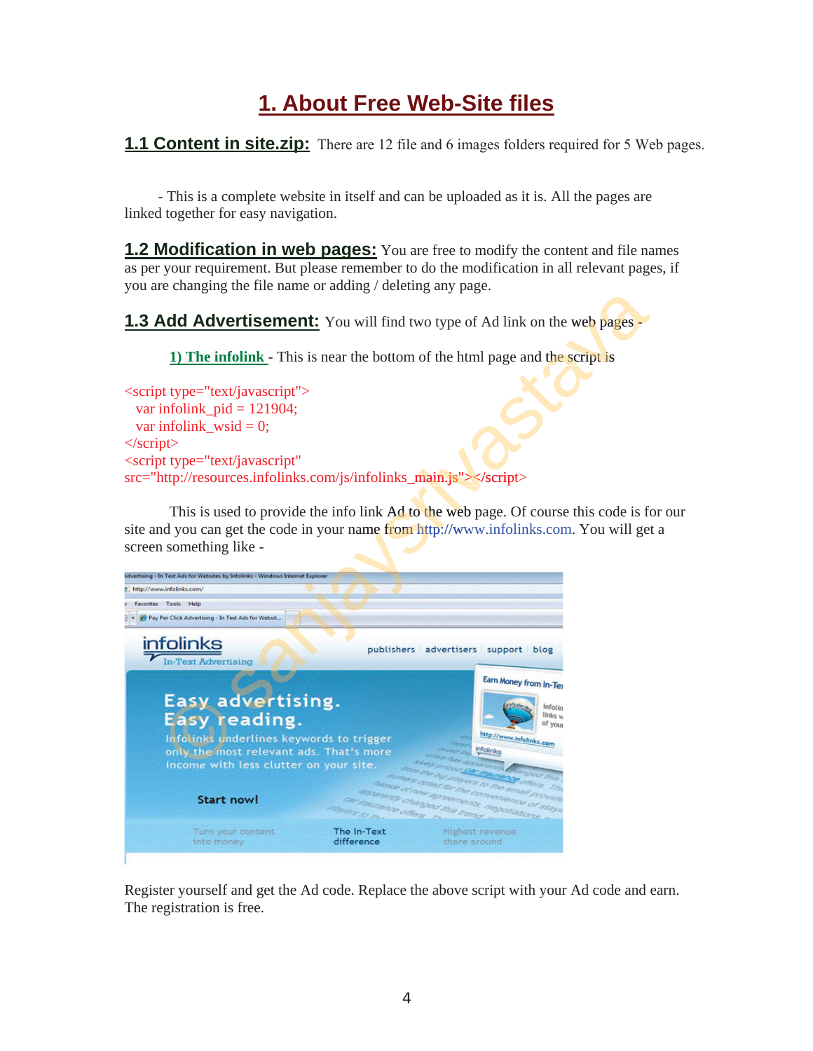# 1. About Free Web-Site files

**1.1 Content in site.zip:** There are 12 file and 6 images folders required for 5 Web pages.

- This is a complete website in itself and can be uploaded as it is. All the pages are linked together for easy navigation.

**1.2 Modification in web pages:** You are free to modify the content and file names as per your requirement. But please remember to do the modification in all relevant pages, if you are changing the file name or adding / deleting any page.

**1.3 Add Advertisement:** You will find two type of Ad link on the web pages -

**1) The infolink** - This is near the bottom of the html page and the script is

```
<script type="text/javascript">
  var infolink_pid = 121904;
  var infolink_wsid = 0;
</script>
<script type="text/javascript"
src="http://resources.infolinks.com/js/infolinks_main.js"></script>
```

This is used to provide the info link Ad to the web page. Of course this code is for our site and you can get the code in your name from http://www.infolinks.com. You will get a screen something like -

Register yourself and get the Ad code. Replace the above script with your Ad code and earn. The registration is free.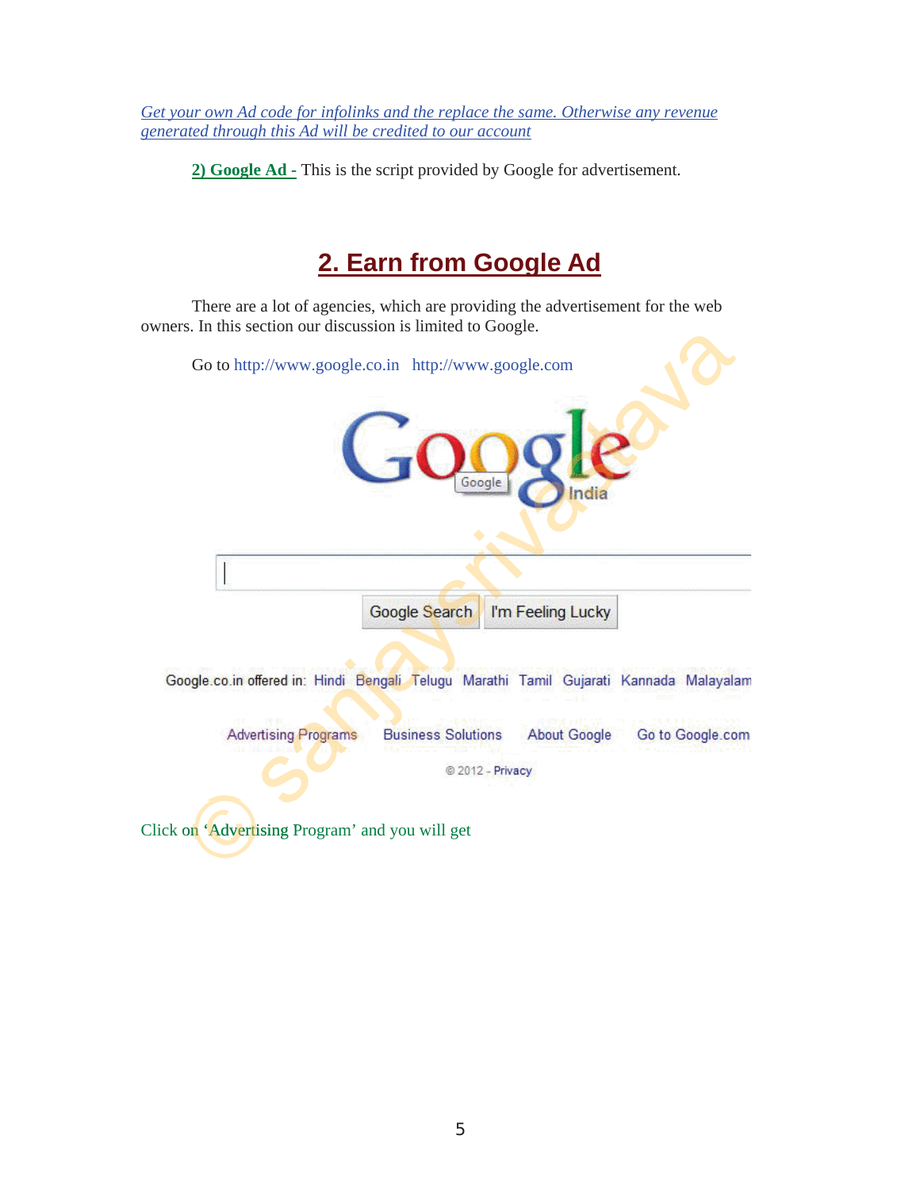*Get your own Ad code for infolinks and the replace the same. Otherwise any revenue generated through this Ad will be credited to our account*

**2) Google Ad -** This is the script provided by Google for advertisement.

## 2. Earn from Google Ad

There are a lot of agencies, which are providing the advertisement for the web owners. In this section our discussion is limited to Google.

Go to http://www.google.co.in   http://www.google.com

Google

India

Google Search   I'm Feeling Lucky

Google.co.in offered in: Hindi Bengali Telugu Marathi Tamil Gujarati Kannada Malayalam

Advertising Programs   Business Solutions   About Google   Go to Google.com

© 2012 - Privacy

Click on 'Advertising Program' and you will get